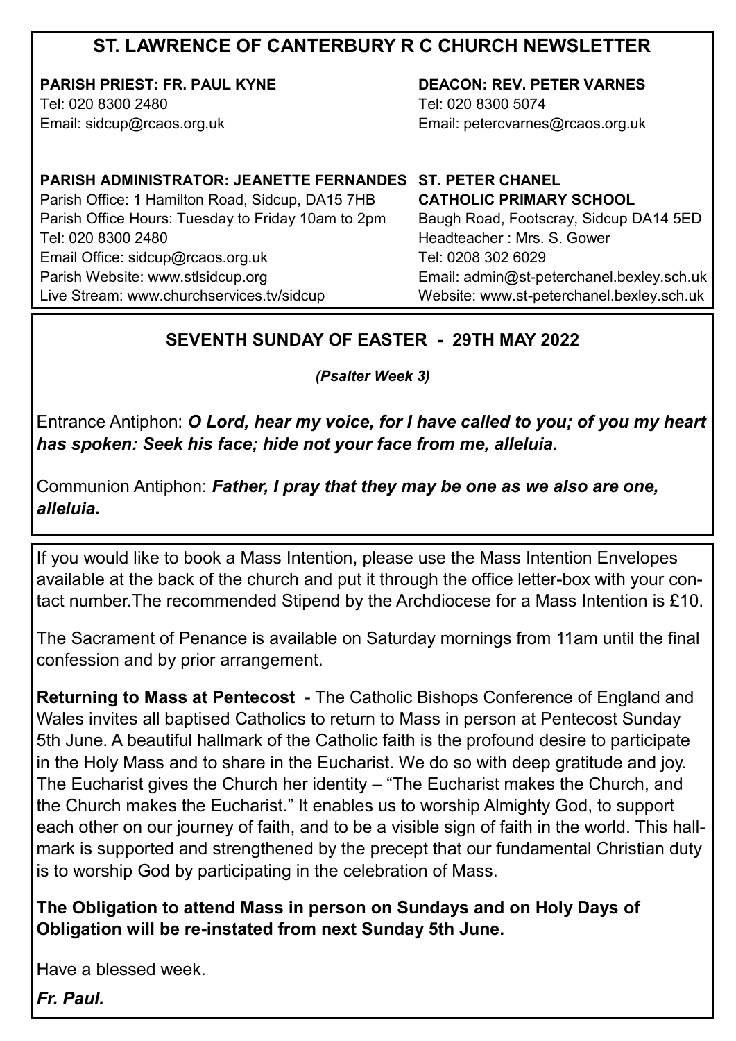# ST. LAWRENCE OF CANTERBURY R C CHURCH NEWSLETTER

**PARISH PRIEST: FR. PAUL KYNE**
Tel: 020 8300 2480
Email: sidcup@rcaos.org.uk

**DEACON: REV. PETER VARNES**
Tel: 020 8300 5074
Email: petercvarnes@rcaos.org.uk

**PARISH ADMINISTRATOR: JEANETTE FERNANDES**
Parish Office: 1 Hamilton Road, Sidcup, DA15 7HB
Parish Office Hours: Tuesday to Friday 10am to 2pm
Tel: 020 8300 2480
Email Office: sidcup@rcaos.org.uk
Parish Website: www.stlsidcup.org
Live Stream: www.churchservices.tv/sidcup

**ST. PETER CHANEL CATHOLIC PRIMARY SCHOOL**
Baugh Road, Footscray, Sidcup DA14 5ED
Headteacher : Mrs. S. Gower
Tel: 0208 302 6029
Email: admin@st-peterchanel.bexley.sch.uk
Website: www.st-peterchanel.bexley.sch.uk

## SEVENTH SUNDAY OF EASTER - 29TH MAY 2022

***(Psalter Week 3)***

Entrance Antiphon: ***O Lord, hear my voice, for I have called to you; of you my heart has spoken: Seek his face; hide not your face from me, alleluia.***

Communion Antiphon: ***Father, I pray that they may be one as we also are one, alleluia.***

If you would like to book a Mass Intention, please use the Mass Intention Envelopes available at the back of the church and put it through the office letter-box with your contact number.The recommended Stipend by the Archdiocese for a Mass Intention is £10.

The Sacrament of Penance is available on Saturday mornings from 11am until the final confession and by prior arrangement.

**Returning to Mass at Pentecost** - The Catholic Bishops Conference of England and Wales invites all baptised Catholics to return to Mass in person at Pentecost Sunday 5th June. A beautiful hallmark of the Catholic faith is the profound desire to participate in the Holy Mass and to share in the Eucharist. We do so with deep gratitude and joy. The Eucharist gives the Church her identity – "The Eucharist makes the Church, and the Church makes the Eucharist." It enables us to worship Almighty God, to support each other on our journey of faith, and to be a visible sign of faith in the world. This hallmark is supported and strengthened by the precept that our fundamental Christian duty is to worship God by participating in the celebration of Mass.

**The Obligation to attend Mass in person on Sundays and on Holy Days of Obligation will be re-instated from next Sunday 5th June.**

Have a blessed week.

***Fr. Paul.***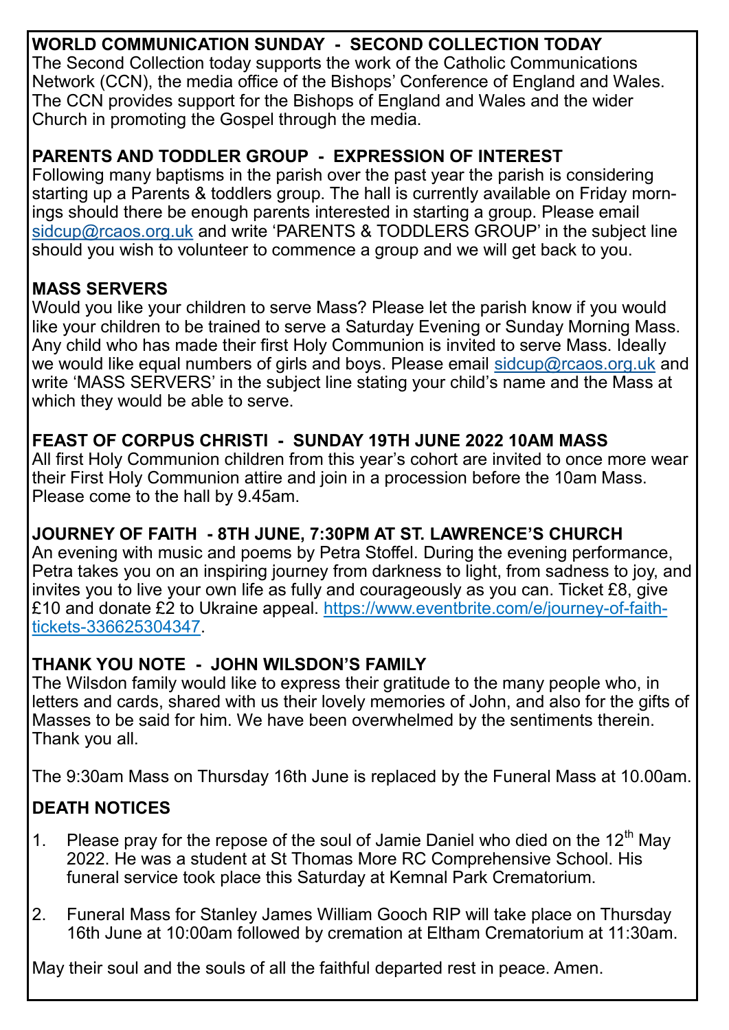**WORLD COMMUNICATION SUNDAY - SECOND COLLECTION TODAY**

The Second Collection today supports the work of the Catholic Communications Network (CCN), the media office of the Bishops' Conference of England and Wales. The CCN provides support for the Bishops of England and Wales and the wider Church in promoting the Gospel through the media.

**PARENTS AND TODDLER GROUP - EXPRESSION OF INTEREST**

Following many baptisms in the parish over the past year the parish is considering starting up a Parents & toddlers group. The hall is currently available on Friday mornings should there be enough parents interested in starting a group. Please email sidcup@rcaos.org.uk and write 'PARENTS & TODDLERS GROUP' in the subject line should you wish to volunteer to commence a group and we will get back to you.

**MASS SERVERS**

Would you like your children to serve Mass? Please let the parish know if you would like your children to be trained to serve a Saturday Evening or Sunday Morning Mass. Any child who has made their first Holy Communion is invited to serve Mass. Ideally we would like equal numbers of girls and boys. Please email sidcup@rcaos.org.uk and write 'MASS SERVERS' in the subject line stating your child's name and the Mass at which they would be able to serve.

**FEAST OF CORPUS CHRISTI - SUNDAY 19TH JUNE 2022 10AM MASS**

All first Holy Communion children from this year's cohort are invited to once more wear their First Holy Communion attire and join in a procession before the 10am Mass. Please come to the hall by 9.45am.

**JOURNEY OF FAITH - 8TH JUNE, 7:30PM AT ST. LAWRENCE'S CHURCH**

An evening with music and poems by Petra Stoffel. During the evening performance, Petra takes you on an inspiring journey from darkness to light, from sadness to joy, and invites you to live your own life as fully and courageously as you can. Ticket £8, give £10 and donate £2 to Ukraine appeal. https://www.eventbrite.com/e/journey-of-faith-tickets-336625304347.

**THANK YOU NOTE - JOHN WILSDON'S FAMILY**

The Wilsdon family would like to express their gratitude to the many people who, in letters and cards, shared with us their lovely memories of John, and also for the gifts of Masses to be said for him. We have been overwhelmed by the sentiments therein. Thank you all.

The 9:30am Mass on Thursday 16th June is replaced by the Funeral Mass at 10.00am.

**DEATH NOTICES**

1. Please pray for the repose of the soul of Jamie Daniel who died on the 12th May 2022. He was a student at St Thomas More RC Comprehensive School. His funeral service took place this Saturday at Kemnal Park Crematorium.

2. Funeral Mass for Stanley James William Gooch RIP will take place on Thursday 16th June at 10:00am followed by cremation at Eltham Crematorium at 11:30am.

May their soul and the souls of all the faithful departed rest in peace. Amen.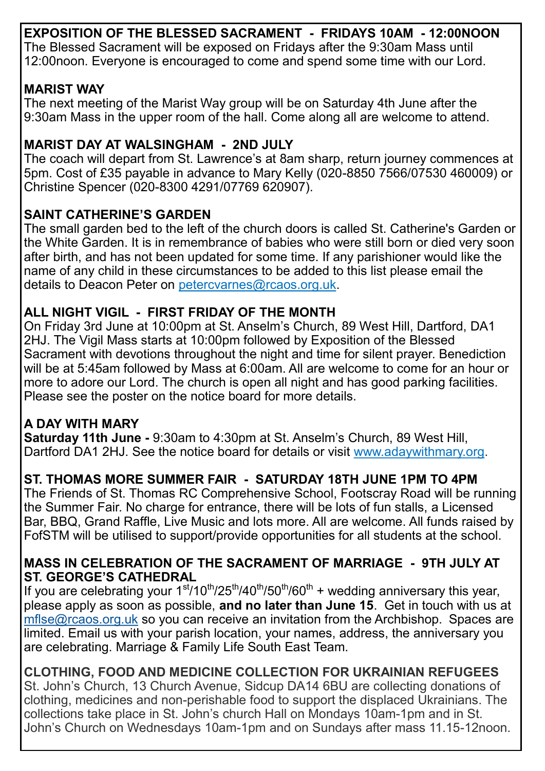**EXPOSITION OF THE BLESSED SACRAMENT - FRIDAYS 10AM - 12:00NOON**

The Blessed Sacrament will be exposed on Fridays after the 9:30am Mass until 12:00noon. Everyone is encouraged to come and spend some time with our Lord.

**MARIST WAY**

The next meeting of the Marist Way group will be on Saturday 4th June after the 9:30am Mass in the upper room of the hall. Come along all are welcome to attend.

**MARIST DAY AT WALSINGHAM - 2ND JULY**

The coach will depart from St. Lawrence's at 8am sharp, return journey commences at 5pm. Cost of £35 payable in advance to Mary Kelly (020-8850 7566/07530 460009) or Christine Spencer (020-8300 4291/07769 620907).

**SAINT CATHERINE'S GARDEN**

The small garden bed to the left of the church doors is called St. Catherine's Garden or the White Garden. It is in remembrance of babies who were still born or died very soon after birth, and has not been updated for some time. If any parishioner would like the name of any child in these circumstances to be added to this list please email the details to Deacon Peter on petercvarnes@rcaos.org.uk.

**ALL NIGHT VIGIL - FIRST FRIDAY OF THE MONTH**

On Friday 3rd June at 10:00pm at St. Anselm's Church, 89 West Hill, Dartford, DA1 2HJ. The Vigil Mass starts at 10:00pm followed by Exposition of the Blessed Sacrament with devotions throughout the night and time for silent prayer. Benediction will be at 5:45am followed by Mass at 6:00am. All are welcome to come for an hour or more to adore our Lord. The church is open all night and has good parking facilities. Please see the poster on the notice board for more details.

**A DAY WITH MARY**

**Saturday 11th June -** 9:30am to 4:30pm at St. Anselm's Church, 89 West Hill, Dartford DA1 2HJ. See the notice board for details or visit www.adaywithmary.org.

**ST. THOMAS MORE SUMMER FAIR - SATURDAY 18TH JUNE 1PM TO 4PM**

The Friends of St. Thomas RC Comprehensive School, Footscray Road will be running the Summer Fair. No charge for entrance, there will be lots of fun stalls, a Licensed Bar, BBQ, Grand Raffle, Live Music and lots more. All are welcome. All funds raised by FofSTM will be utilised to support/provide opportunities for all students at the school.

**MASS IN CELEBRATION OF THE SACRAMENT OF MARRIAGE - 9TH JULY AT ST. GEORGE'S CATHEDRAL**

If you are celebrating your 1st/10th/25th/40th/50th/60th + wedding anniversary this year, please apply as soon as possible, **and no later than June 15**. Get in touch with us at mflse@rcaos.org.uk so you can receive an invitation from the Archbishop. Spaces are limited. Email us with your parish location, your names, address, the anniversary you are celebrating. Marriage & Family Life South East Team.

**CLOTHING, FOOD AND MEDICINE COLLECTION FOR UKRAINIAN REFUGEES**

St. John's Church, 13 Church Avenue, Sidcup DA14 6BU are collecting donations of clothing, medicines and non-perishable food to support the displaced Ukrainians. The collections take place in St. John's church Hall on Mondays 10am-1pm and in St. John's Church on Wednesdays 10am-1pm and on Sundays after mass 11.15-12noon.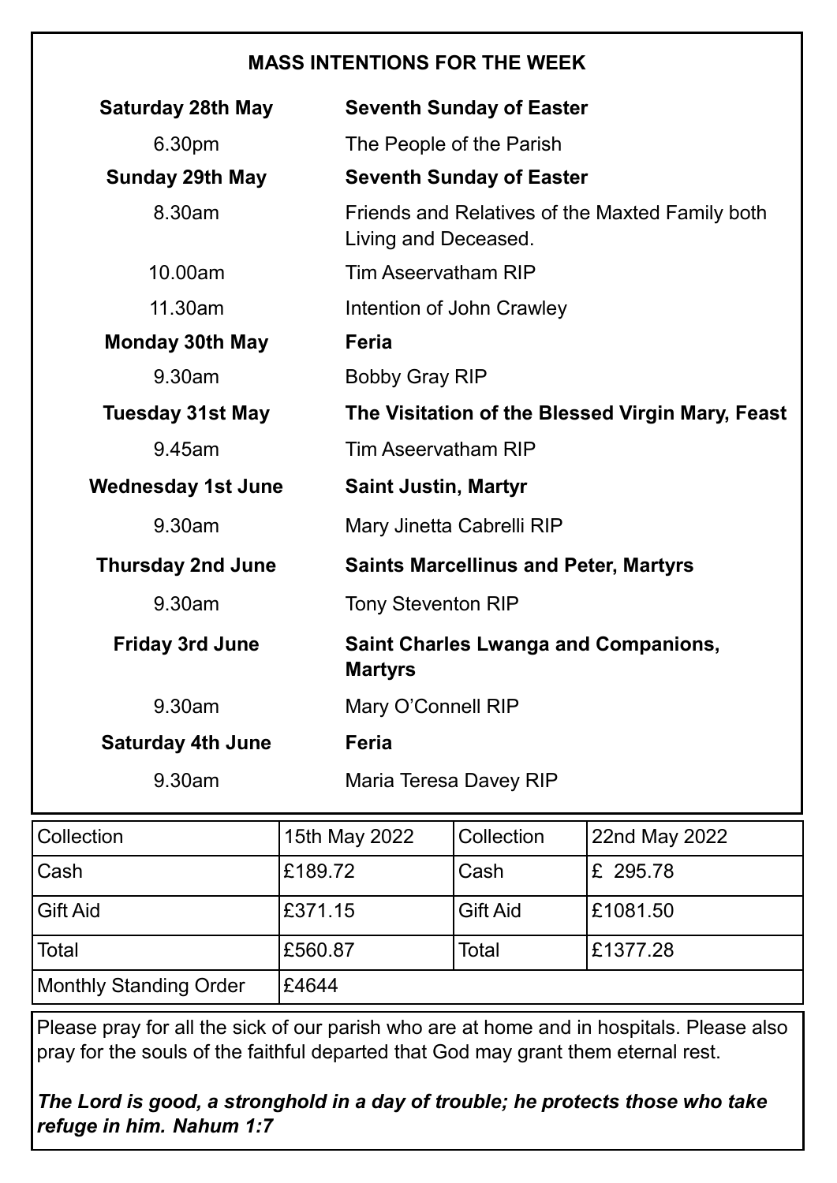## MASS INTENTIONS FOR THE WEEK

| | |
|---|---|
| **Saturday 28th May** | **Seventh Sunday of Easter** |
| 6.30pm | The People of the Parish |
| **Sunday 29th May** | **Seventh Sunday of Easter** |
| 8.30am | Friends and Relatives of the Maxted Family both Living and Deceased. |
| 10.00am | Tim Aseervatham RIP |
| 11.30am | Intention of John Crawley |
| **Monday 30th May** | **Feria** |
| 9.30am | Bobby Gray RIP |
| **Tuesday 31st May** | **The Visitation of the Blessed Virgin Mary, Feast** |
| 9.45am | Tim Aseervatham RIP |
| **Wednesday 1st June** | **Saint Justin, Martyr** |
| 9.30am | Mary Jinetta Cabrelli RIP |
| **Thursday 2nd June** | **Saints Marcellinus and Peter, Martyrs** |
| 9.30am | Tony Steventon RIP |
| **Friday 3rd June** | **Saint Charles Lwanga and Companions, Martyrs** |
| 9.30am | Mary O'Connell RIP |
| **Saturday 4th June** | **Feria** |
| 9.30am | Maria Teresa Davey RIP |

| Collection | 15th May 2022 | Collection | 22nd May 2022 |
|---|---|---|---|
| Cash | £189.72 | Cash | £ 295.78 |
| Gift Aid | £371.15 | Gift Aid | £1081.50 |
| Total | £560.87 | Total | £1377.28 |
| Monthly Standing Order | £4644 | | |

Please pray for all the sick of our parish who are at home and in hospitals. Please also pray for the souls of the faithful departed that God may grant them eternal rest.

***The Lord is good, a stronghold in a day of trouble; he protects those who take refuge in him. Nahum 1:7***